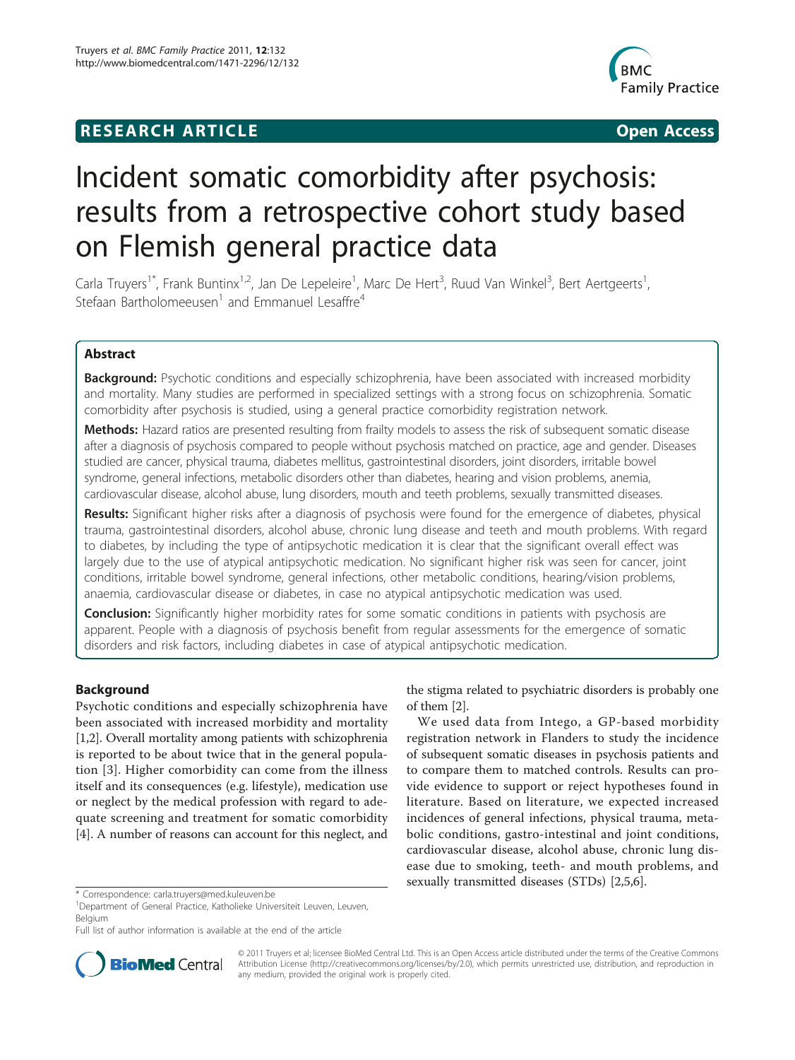**RESEARCH ARTICLE** **Open Access**

# Incident somatic comorbidity after psychosis: results from a retrospective cohort study based on Flemish general practice data

Carla Truyers[1*], Frank Buntinx[1,2], Jan De Lepeleire[1], Marc De Hert[3], Ruud Van Winkel[3], Bert Aertgeerts[1], Stefaan Bartholomeeusen[1] and Emmanuel Lesaffre[4]

## Abstract

**Background:** Psychotic conditions and especially schizophrenia, have been associated with increased morbidity and mortality. Many studies are performed in specialized settings with a strong focus on schizophrenia. Somatic comorbidity after psychosis is studied, using a general practice comorbidity registration network.

**Methods:** Hazard ratios are presented resulting from frailty models to assess the risk of subsequent somatic disease after a diagnosis of psychosis compared to people without psychosis matched on practice, age and gender. Diseases studied are cancer, physical trauma, diabetes mellitus, gastrointestinal disorders, joint disorders, irritable bowel syndrome, general infections, metabolic disorders other than diabetes, hearing and vision problems, anemia, cardiovascular disease, alcohol abuse, lung disorders, mouth and teeth problems, sexually transmitted diseases.

**Results:** Significant higher risks after a diagnosis of psychosis were found for the emergence of diabetes, physical trauma, gastrointestinal disorders, alcohol abuse, chronic lung disease and teeth and mouth problems. With regard to diabetes, by including the type of antipsychotic medication it is clear that the significant overall effect was largely due to the use of atypical antipsychotic medication. No significant higher risk was seen for cancer, joint conditions, irritable bowel syndrome, general infections, other metabolic conditions, hearing/vision problems, anaemia, cardiovascular disease or diabetes, in case no atypical antipsychotic medication was used.

**Conclusion:** Significantly higher morbidity rates for some somatic conditions in patients with psychosis are apparent. People with a diagnosis of psychosis benefit from regular assessments for the emergence of somatic disorders and risk factors, including diabetes in case of atypical antipsychotic medication.

## Background

Psychotic conditions and especially schizophrenia have been associated with increased morbidity and mortality [1,2]. Overall mortality among patients with schizophrenia is reported to be about twice that in the general population [3]. Higher comorbidity can come from the illness itself and its consequences (e.g. lifestyle), medication use or neglect by the medical profession with regard to adequate screening and treatment for somatic comorbidity [4]. A number of reasons can account for this neglect, and the stigma related to psychiatric disorders is probably one of them [2].

We used data from Intego, a GP-based morbidity registration network in Flanders to study the incidence of subsequent somatic diseases in psychosis patients and to compare them to matched controls. Results can provide evidence to support or reject hypotheses found in literature. Based on literature, we expected increased incidences of general infections, physical trauma, metabolic conditions, gastro-intestinal and joint conditions, cardiovascular disease, alcohol abuse, chronic lung disease due to smoking, teeth- and mouth problems, and sexually transmitted diseases (STDs) [2,5,6].

\* Correspondence: carla.truyers@med.kuleuven.be
[1]Department of General Practice, Katholieke Universiteit Leuven, Leuven, Belgium
Full list of author information is available at the end of the article

© 2011 Truyers et al; licensee BioMed Central Ltd. This is an Open Access article distributed under the terms of the Creative Commons Attribution License (http://creativecommons.org/licenses/by/2.0), which permits unrestricted use, distribution, and reproduction in any medium, provided the original work is properly cited.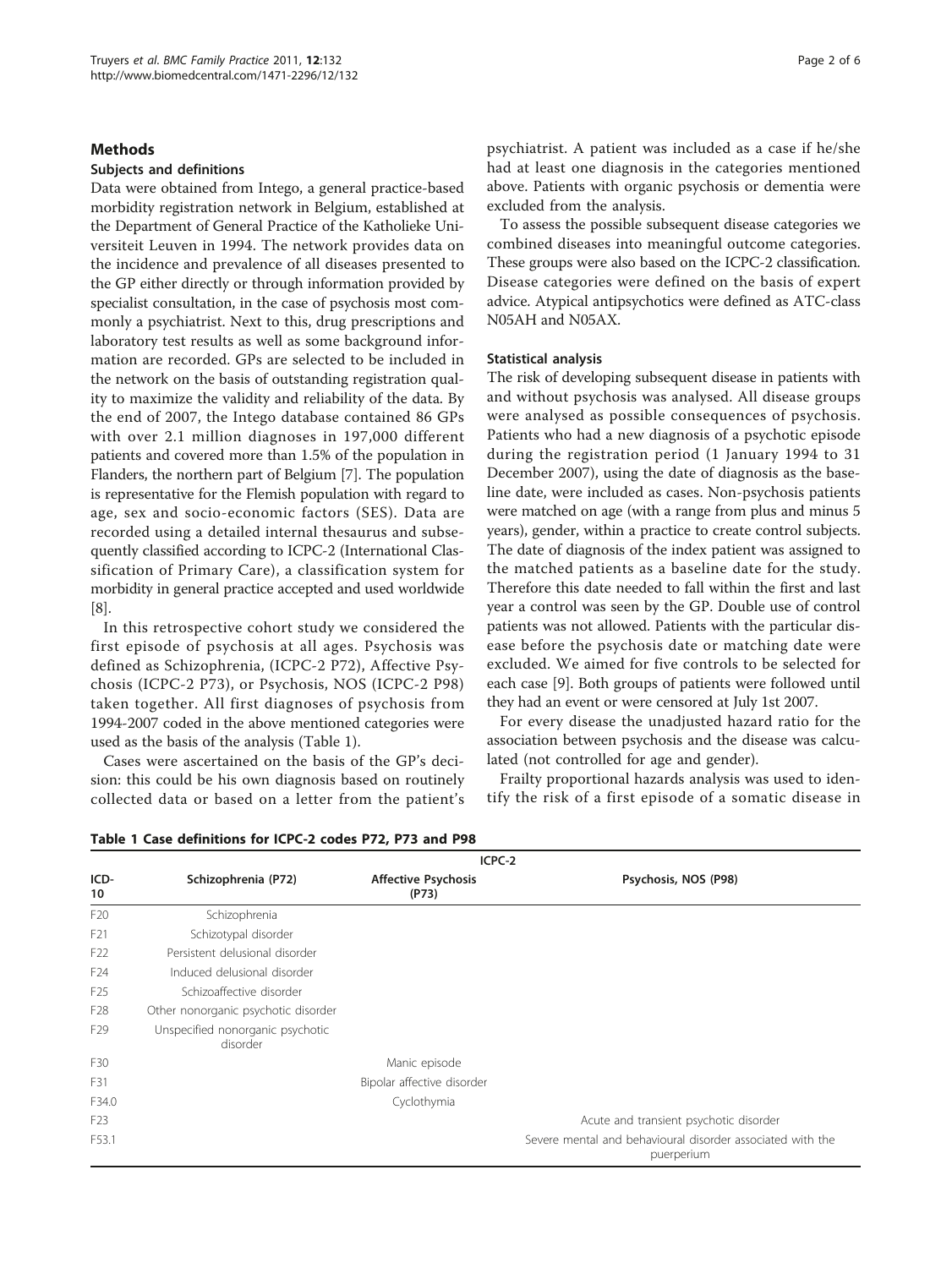## Methods

### Subjects and definitions

Data were obtained from Intego, a general practice-based morbidity registration network in Belgium, established at the Department of General Practice of the Katholieke Universiteit Leuven in 1994. The network provides data on the incidence and prevalence of all diseases presented to the GP either directly or through information provided by specialist consultation, in the case of psychosis most commonly a psychiatrist. Next to this, drug prescriptions and laboratory test results as well as some background information are recorded. GPs are selected to be included in the network on the basis of outstanding registration quality to maximize the validity and reliability of the data. By the end of 2007, the Intego database contained 86 GPs with over 2.1 million diagnoses in 197,000 different patients and covered more than 1.5% of the population in Flanders, the northern part of Belgium [7]. The population is representative for the Flemish population with regard to age, sex and socio-economic factors (SES). Data are recorded using a detailed internal thesaurus and subsequently classified according to ICPC-2 (International Classification of Primary Care), a classification system for morbidity in general practice accepted and used worldwide [8].

In this retrospective cohort study we considered the first episode of psychosis at all ages. Psychosis was defined as Schizophrenia, (ICPC-2 P72), Affective Psychosis (ICPC-2 P73), or Psychosis, NOS (ICPC-2 P98) taken together. All first diagnoses of psychosis from 1994-2007 coded in the above mentioned categories were used as the basis of the analysis (Table 1).

Cases were ascertained on the basis of the GP's decision: this could be his own diagnosis based on routinely collected data or based on a letter from the patient's psychiatrist. A patient was included as a case if he/she had at least one diagnosis in the categories mentioned above. Patients with organic psychosis or dementia were excluded from the analysis.

To assess the possible subsequent disease categories we combined diseases into meaningful outcome categories. These groups were also based on the ICPC-2 classification. Disease categories were defined on the basis of expert advice. Atypical antipsychotics were defined as ATC-class N05AH and N05AX.

### Statistical analysis

The risk of developing subsequent disease in patients with and without psychosis was analysed. All disease groups were analysed as possible consequences of psychosis. Patients who had a new diagnosis of a psychotic episode during the registration period (1 January 1994 to 31 December 2007), using the date of diagnosis as the baseline date, were included as cases. Non-psychosis patients were matched on age (with a range from plus and minus 5 years), gender, within a practice to create control subjects. The date of diagnosis of the index patient was assigned to the matched patients as a baseline date for the study. Therefore this date needed to fall within the first and last year a control was seen by the GP. Double use of control patients was not allowed. Patients with the particular disease before the psychosis date or matching date were excluded. We aimed for five controls to be selected for each case [9]. Both groups of patients were followed until they had an event or were censored at July 1st 2007.

For every disease the unadjusted hazard ratio for the association between psychosis and the disease was calculated (not controlled for age and gender).

Frailty proportional hazards analysis was used to identify the risk of a first episode of a somatic disease in

**Table 1 Case definitions for ICPC-2 codes P72, P73 and P98**

| | ICPC-2 | | |
|---|---|---|---|
| ICD-10 | Schizophrenia (P72) | Affective Psychosis (P73) | Psychosis, NOS (P98) |
| F20 | Schizophrenia | | |
| F21 | Schizotypal disorder | | |
| F22 | Persistent delusional disorder | | |
| F24 | Induced delusional disorder | | |
| F25 | Schizoaffective disorder | | |
| F28 | Other nonorganic psychotic disorder | | |
| F29 | Unspecified nonorganic psychotic disorder | | |
| F30 | | Manic episode | |
| F31 | | Bipolar affective disorder | |
| F34.0 | | Cyclothymia | |
| F23 | | | Acute and transient psychotic disorder |
| F53.1 | | | Severe mental and behavioural disorder associated with the puerperium |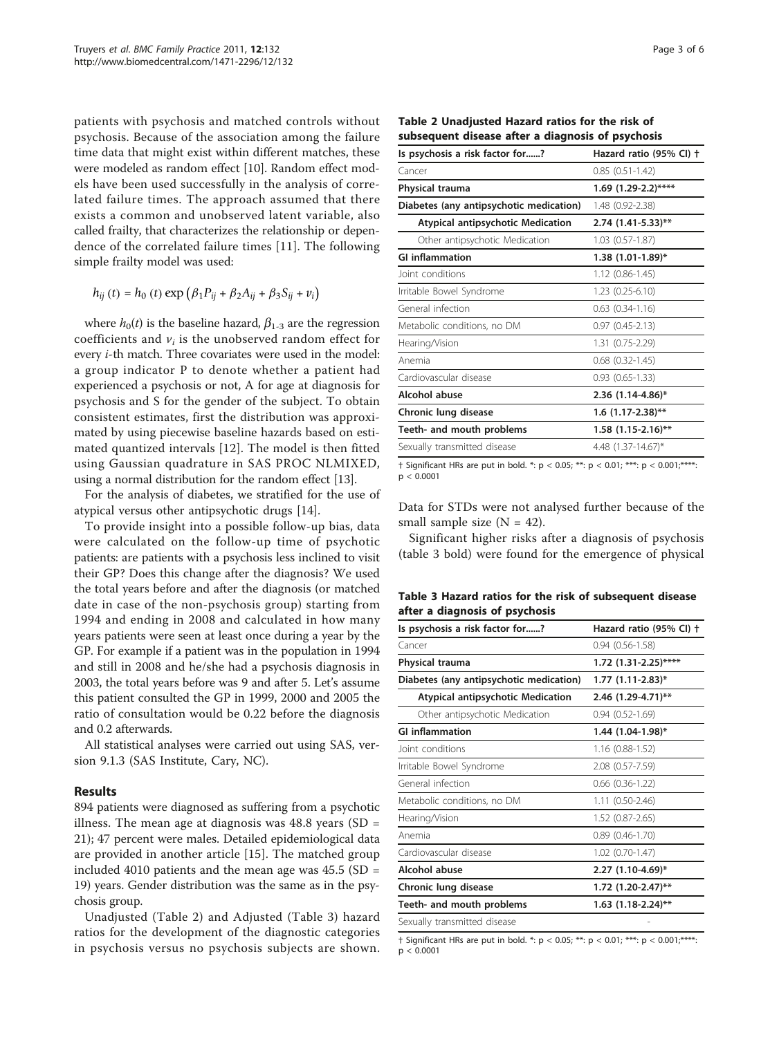patients with psychosis and matched controls without psychosis. Because of the association among the failure time data that might exist within different matches, these were modeled as random effect [10]. Random effect models have been used successfully in the analysis of correlated failure times. The approach assumed that there exists a common and unobserved latent variable, also called frailty, that characterizes the relationship or dependence of the correlated failure times [11]. The following simple frailty model was used:

$$h_{ij}(t) = h_0(t) \exp\left(\beta_1 P_{ij} + \beta_2 A_{ij} + \beta_3 S_{ij} + v_i\right)$$

where $h_0(t)$ is the baseline hazard, $\beta_{1\text{-}3}$ are the regression coefficients and $v_i$ is the unobserved random effect for every $i$-th match. Three covariates were used in the model: a group indicator P to denote whether a patient had experienced a psychosis or not, A for age at diagnosis for psychosis and S for the gender of the subject. To obtain consistent estimates, first the distribution was approximated by using piecewise baseline hazards based on estimated quantized intervals [12]. The model is then fitted using Gaussian quadrature in SAS PROC NLMIXED, using a normal distribution for the random effect [13].

For the analysis of diabetes, we stratified for the use of atypical versus other antipsychotic drugs [14].

To provide insight into a possible follow-up bias, data were calculated on the follow-up time of psychotic patients: are patients with a psychosis less inclined to visit their GP? Does this change after the diagnosis? We used the total years before and after the diagnosis (or matched date in case of the non-psychosis group) starting from 1994 and ending in 2008 and calculated in how many years patients were seen at least once during a year by the GP. For example if a patient was in the population in 1994 and still in 2008 and he/she had a psychosis diagnosis in 2003, the total years before was 9 and after 5. Let's assume this patient consulted the GP in 1999, 2000 and 2005 the ratio of consultation would be 0.22 before the diagnosis and 0.2 afterwards.

All statistical analyses were carried out using SAS, version 9.1.3 (SAS Institute, Cary, NC).

## Results

894 patients were diagnosed as suffering from a psychotic illness. The mean age at diagnosis was 48.8 years (SD = 21); 47 percent were males. Detailed epidemiological data are provided in another article [15]. The matched group included 4010 patients and the mean age was 45.5 (SD = 19) years. Gender distribution was the same as in the psychosis group.

Unadjusted (Table 2) and Adjusted (Table 3) hazard ratios for the development of the diagnostic categories in psychosis versus no psychosis subjects are shown.

**Table 2 Unadjusted Hazard ratios for the risk of subsequent disease after a diagnosis of psychosis**

| Is psychosis a risk factor for......? | Hazard ratio (95% CI) † |
|---|---|
| Cancer | 0.85 (0.51-1.42) |
| **Physical trauma** | **1.69 (1.29-2.2)\*\*\*\*** |
| Diabetes (any antipsychotic medication) | 1.48 (0.92-2.38) |
| **Atypical antipsychotic Medication** | **2.74 (1.41-5.33)\*\*** |
| Other antipsychotic Medication | 1.03 (0.57-1.87) |
| **GI inflammation** | **1.38 (1.01-1.89)\*** |
| Joint conditions | 1.12 (0.86-1.45) |
| Irritable Bowel Syndrome | 1.23 (0.25-6.10) |
| General infection | 0.63 (0.34-1.16) |
| Metabolic conditions, no DM | 0.97 (0.45-2.13) |
| Hearing/Vision | 1.31 (0.75-2.29) |
| Anemia | 0.68 (0.32-1.45) |
| Cardiovascular disease | 0.93 (0.65-1.33) |
| **Alcohol abuse** | **2.36 (1.14-4.86)\*** |
| **Chronic lung disease** | **1.6 (1.17-2.38)\*\*** |
| **Teeth- and mouth problems** | **1.58 (1.15-2.16)\*\*** |
| Sexually transmitted disease | 4.48 (1.37-14.67)* |

† Significant HRs are put in bold. *: $p < 0.05$; **: $p < 0.01$; ***: $p < 0.001$;****: $p < 0.0001$

Data for STDs were not analysed further because of the small sample size (N = 42).

Significant higher risks after a diagnosis of psychosis (table 3 bold) were found for the emergence of physical

**Table 3 Hazard ratios for the risk of subsequent disease after a diagnosis of psychosis**

| Is psychosis a risk factor for......? | Hazard ratio (95% CI) † |
|---|---|
| Cancer | 0.94 (0.56-1.58) |
| **Physical trauma** | **1.72 (1.31-2.25)\*\*\*\*** |
| **Diabetes (any antipsychotic medication)** | **1.77 (1.11-2.83)\*** |
| **Atypical antipsychotic Medication** | **2.46 (1.29-4.71)\*\*** |
| Other antipsychotic Medication | 0.94 (0.52-1.69) |
| **GI inflammation** | **1.44 (1.04-1.98)\*** |
| Joint conditions | 1.16 (0.88-1.52) |
| Irritable Bowel Syndrome | 2.08 (0.57-7.59) |
| General infection | 0.66 (0.36-1.22) |
| Metabolic conditions, no DM | 1.11 (0.50-2.46) |
| Hearing/Vision | 1.52 (0.87-2.65) |
| Anemia | 0.89 (0.46-1.70) |
| Cardiovascular disease | 1.02 (0.70-1.47) |
| **Alcohol abuse** | **2.27 (1.10-4.69)\*** |
| **Chronic lung disease** | **1.72 (1.20-2.47)\*\*** |
| **Teeth- and mouth problems** | **1.63 (1.18-2.24)\*\*** |
| Sexually transmitted disease | - |

† Significant HRs are put in bold. *: $p < 0.05$; **: $p < 0.01$; ***: $p < 0.001$;****: $p < 0.0001$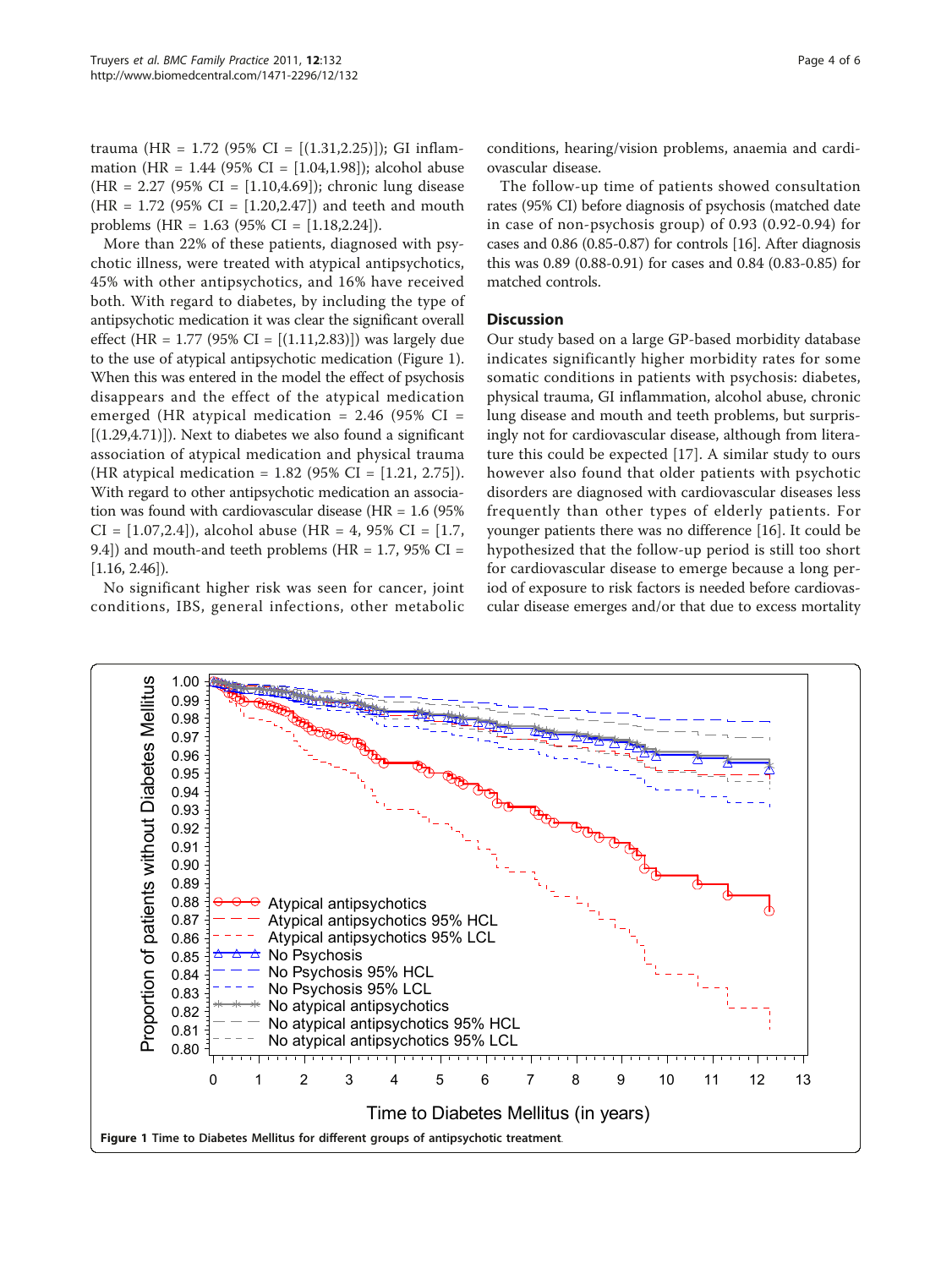trauma (HR = 1.72 (95% CI = [(1.31,2.25)]); GI inflammation (HR = 1.44 (95% CI = [1.04,1.98]); alcohol abuse (HR = 2.27 (95% CI = [1.10,4.69]); chronic lung disease (HR = 1.72 (95% CI = [1.20,2.47]) and teeth and mouth problems (HR = 1.63 (95% CI = [1.18,2.24]).

More than 22% of these patients, diagnosed with psychotic illness, were treated with atypical antipsychotics, 45% with other antipsychotics, and 16% have received both. With regard to diabetes, by including the type of antipsychotic medication it was clear the significant overall effect (HR = 1.77 (95% CI = [(1.11,2.83)]) was largely due to the use of atypical antipsychotic medication (Figure 1). When this was entered in the model the effect of psychosis disappears and the effect of the atypical medication emerged (HR atypical medication = 2.46 (95% CI = [(1.29,4.71)]). Next to diabetes we also found a significant association of atypical medication and physical trauma (HR atypical medication = 1.82 (95% CI = [1.21, 2.75]). With regard to other antipsychotic medication an association was found with cardiovascular disease (HR = 1.6 (95% CI = [1.07,2.4]), alcohol abuse (HR = 4, 95% CI = [1.7, 9.4]) and mouth-and teeth problems (HR = 1.7, 95% CI = [1.16, 2.46]).

No significant higher risk was seen for cancer, joint conditions, IBS, general infections, other metabolic conditions, hearing/vision problems, anaemia and cardiovascular disease.

The follow-up time of patients showed consultation rates (95% CI) before diagnosis of psychosis (matched date in case of non-psychosis group) of 0.93 (0.92-0.94) for cases and 0.86 (0.85-0.87) for controls [16]. After diagnosis this was 0.89 (0.88-0.91) for cases and 0.84 (0.83-0.85) for matched controls.

## Discussion

Our study based on a large GP-based morbidity database indicates significantly higher morbidity rates for some somatic conditions in patients with psychosis: diabetes, physical trauma, GI inflammation, alcohol abuse, chronic lung disease and mouth and teeth problems, but surprisingly not for cardiovascular disease, although from literature this could be expected [17]. A similar study to ours however also found that older patients with psychotic disorders are diagnosed with cardiovascular diseases less frequently than other types of elderly patients. For younger patients there was no difference [16]. It could be hypothesized that the follow-up period is still too short for cardiovascular disease to emerge because a long period of exposure to risk factors is needed before cardiovascular disease emerges and/or that due to excess mortality

**Figure 1** Time to Diabetes Mellitus for different groups of antipsychotic treatment.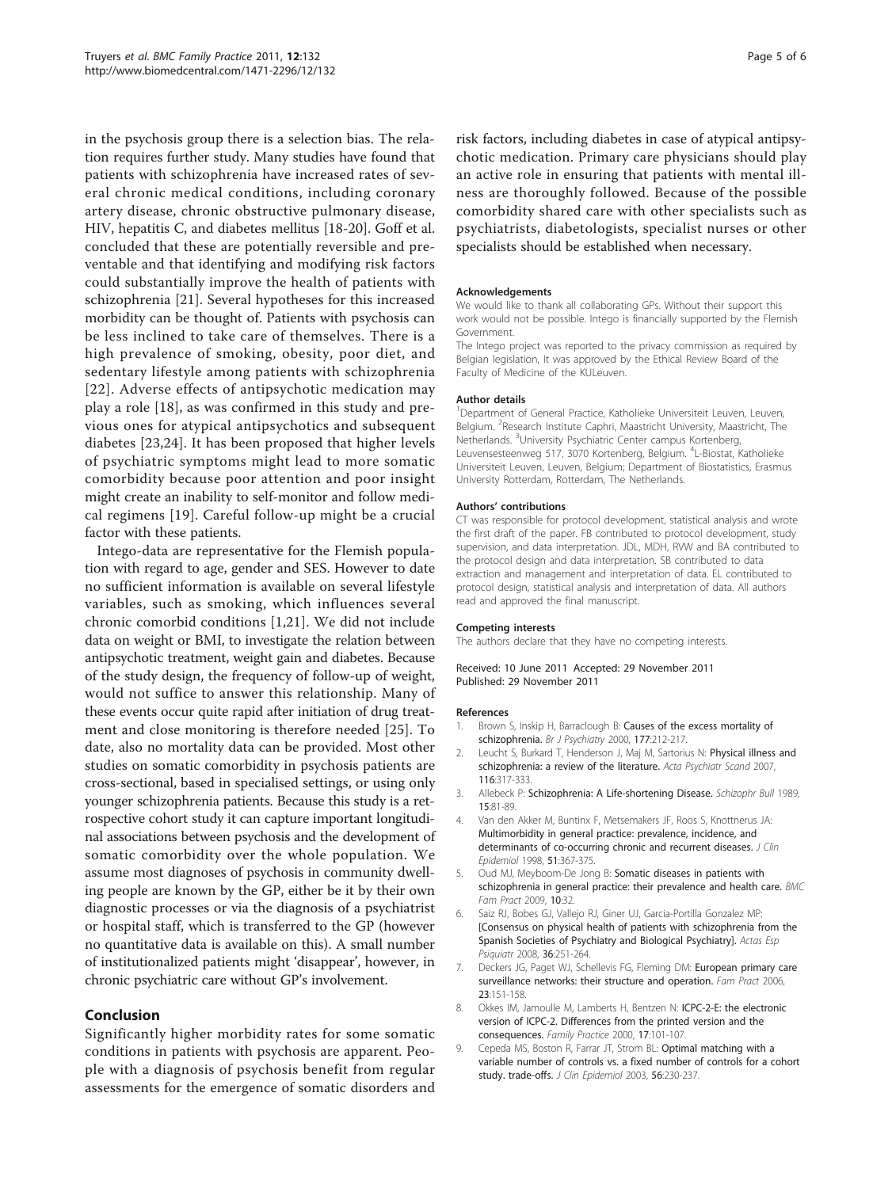in the psychosis group there is a selection bias. The relation requires further study. Many studies have found that patients with schizophrenia have increased rates of several chronic medical conditions, including coronary artery disease, chronic obstructive pulmonary disease, HIV, hepatitis C, and diabetes mellitus [18-20]. Goff et al. concluded that these are potentially reversible and preventable and that identifying and modifying risk factors could substantially improve the health of patients with schizophrenia [21]. Several hypotheses for this increased morbidity can be thought of. Patients with psychosis can be less inclined to take care of themselves. There is a high prevalence of smoking, obesity, poor diet, and sedentary lifestyle among patients with schizophrenia [22]. Adverse effects of antipsychotic medication may play a role [18], as was confirmed in this study and previous ones for atypical antipsychotics and subsequent diabetes [23,24]. It has been proposed that higher levels of psychiatric symptoms might lead to more somatic comorbidity because poor attention and poor insight might create an inability to self-monitor and follow medical regimens [19]. Careful follow-up might be a crucial factor with these patients.

Intego-data are representative for the Flemish population with regard to age, gender and SES. However to date no sufficient information is available on several lifestyle variables, such as smoking, which influences several chronic comorbid conditions [1,21]. We did not include data on weight or BMI, to investigate the relation between antipsychotic treatment, weight gain and diabetes. Because of the study design, the frequency of follow-up of weight, would not suffice to answer this relationship. Many of these events occur quite rapid after initiation of drug treatment and close monitoring is therefore needed [25]. To date, also no mortality data can be provided. Most other studies on somatic comorbidity in psychosis patients are cross-sectional, based in specialised settings, or using only younger schizophrenia patients. Because this study is a retrospective cohort study it can capture important longitudinal associations between psychosis and the development of somatic comorbidity over the whole population. We assume most diagnoses of psychosis in community dwelling people are known by the GP, either be it by their own diagnostic processes or via the diagnosis of a psychiatrist or hospital staff, which is transferred to the GP (however no quantitative data is available on this). A small number of institutionalized patients might 'disappear', however, in chronic psychiatric care without GP's involvement.

## Conclusion

Significantly higher morbidity rates for some somatic conditions in patients with psychosis are apparent. People with a diagnosis of psychosis benefit from regular assessments for the emergence of somatic disorders and risk factors, including diabetes in case of atypical antipsychotic medication. Primary care physicians should play an active role in ensuring that patients with mental illness are thoroughly followed. Because of the possible comorbidity shared care with other specialists such as psychiatrists, diabetologists, specialist nurses or other specialists should be established when necessary.

#### Acknowledgements

We would like to thank all collaborating GPs. Without their support this work would not be possible. Intego is financially supported by the Flemish Government.

The Intego project was reported to the privacy commission as required by Belgian legislation, It was approved by the Ethical Review Board of the Faculty of Medicine of the KULeuven.

#### Author details

[1]Department of General Practice, Katholieke Universiteit Leuven, Leuven, Belgium. [2]Research Institute Caphri, Maastricht University, Maastricht, The Netherlands. [3]University Psychiatric Center campus Kortenberg, Leuvensesteenweg 517, 3070 Kortenberg, Belgium. [4]L-Biostat, Katholieke Universiteit Leuven, Leuven, Belgium; Department of Biostatistics, Erasmus University Rotterdam, Rotterdam, The Netherlands.

#### Authors' contributions

CT was responsible for protocol development, statistical analysis and wrote the first draft of the paper. FB contributed to protocol development, study supervision, and data interpretation. JDL, MDH, RVW and BA contributed to the protocol design and data interpretation. SB contributed to data extraction and management and interpretation of data. EL contributed to protocol design, statistical analysis and interpretation of data. All authors read and approved the final manuscript.

#### Competing interests

The authors declare that they have no competing interests.

Received: 10 June 2011 Accepted: 29 November 2011
Published: 29 November 2011

#### References

1. Brown S, Inskip H, Barraclough B: **Causes of the excess mortality of schizophrenia.** *Br J Psychiatry* 2000, **177**:212-217.
2. Leucht S, Burkard T, Henderson J, Maj M, Sartorius N: **Physical illness and schizophrenia: a review of the literature.** *Acta Psychiatr Scand* 2007, **116**:317-333.
3. Allebeck P: **Schizophrenia: A Life-shortening Disease.** *Schizophr Bull* 1989, **15**:81-89.
4. Van den Akker M, Buntinx F, Metsemakers JF, Roos S, Knottnerus JA: **Multimorbidity in general practice: prevalence, incidence, and determinants of co-occurring chronic and recurrent diseases.** *J Clin Epidemiol* 1998, **51**:367-375.
5. Oud MJ, Meyboom-De Jong B: **Somatic diseases in patients with schizophrenia in general practice: their prevalence and health care.** *BMC Fam Pract* 2009, **10**:32.
6. Saiz RJ, Bobes GJ, Vallejo RJ, Giner UJ, Garcia-Portilla Gonzalez MP: **[Consensus on physical health of patients with schizophrenia from the Spanish Societies of Psychiatry and Biological Psychiatry].** *Actas Esp Psiquiatr* 2008, **36**:251-264.
7. Deckers JG, Paget WJ, Schellevis FG, Fleming DM: **European primary care surveillance networks: their structure and operation.** *Fam Pract* 2006, **23**:151-158.
8. Okkes IM, Jamoulle M, Lamberts H, Bentzen N: **ICPC-2-E: the electronic version of ICPC-2. Differences from the printed version and the consequences.** *Family Practice* 2000, **17**:101-107.
9. Cepeda MS, Boston R, Farrar JT, Strom BL: **Optimal matching with a variable number of controls vs. a fixed number of controls for a cohort study. trade-offs.** *J Clin Epidemiol* 2003, **56**:230-237.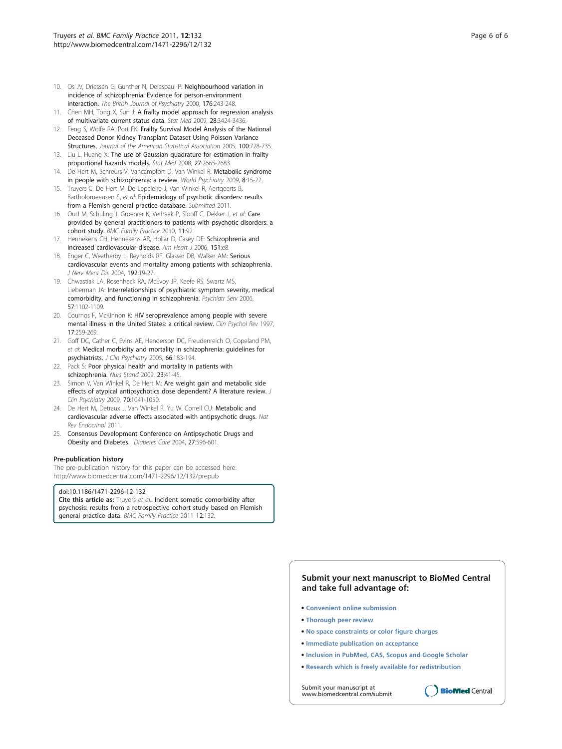10. Os JV, Driessen G, Gunther N, Delespaul P: **Neighbourhood variation in incidence of schizophrenia: Evidence for person-environment interaction.** *The British Journal of Psychiatry* 2000, **176**:243-248.
11. Chen MH, Tong X, Sun J: **A frailty model approach for regression analysis of multivariate current status data.** *Stat Med* 2009, **28**:3424-3436.
12. Feng S, Wolfe RA, Port FK: **Frailty Survival Model Analysis of the National Deceased Donor Kidney Transplant Dataset Using Poisson Variance Structures.** *Journal of the American Statistical Association* 2005, **100**:728-735.
13. Liu L, Huang X: **The use of Gaussian quadrature for estimation in frailty proportional hazards models.** *Stat Med* 2008, **27**:2665-2683.
14. De Hert M, Schreurs V, Vancampfort D, Van Winkel R: **Metabolic syndrome in people with schizophrenia: a review.** *World Psychiatry* 2009, **8**:15-22.
15. Truyers C, De Hert M, De Lepeleire J, Van Winkel R, Aertgeerts B, Bartholomeeusen S, *et al*: **Epidemiology of psychotic disorders: results from a Flemish general practice database.** *Submitted* 2011.
16. Oud M, Schuling J, Groenier K, Verhaak P, Slooff C, Dekker J, *et al*: **Care provided by general practitioners to patients with psychotic disorders: a cohort study.** *BMC Family Practice* 2010, **11**:92.
17. Hennekens CH, Hennekens AR, Hollar D, Casey DE: **Schizophrenia and increased cardiovascular disease.** *Am Heart J* 2006, **151**:e8.
18. Enger C, Weatherby L, Reynolds RF, Glasser DB, Walker AM: **Serious cardiovascular events and mortality among patients with schizophrenia.** *J Nerv Ment Dis* 2004, **192**:19-27.
19. Chwastiak LA, Rosenheck RA, McEvoy JP, Keefe RS, Swartz MS, Lieberman JA: **Interrelationships of psychiatric symptom severity, medical comorbidity, and functioning in schizophrenia.** *Psychiatr Serv* 2006, **57**:1102-1109.
20. Cournos F, McKinnon K: **HIV seroprevalence among people with severe mental illness in the United States: a critical review.** *Clin Psychol Rev* 1997, **17**:259-269.
21. Goff DC, Cather C, Evins AE, Henderson DC, Freudenreich O, Copeland PM, *et al*: **Medical morbidity and mortality in schizophrenia: guidelines for psychiatrists.** *J Clin Psychiatry* 2005, **66**:183-194.
22. Pack S: **Poor physical health and mortality in patients with schizophrenia.** *Nurs Stand* 2009, **23**:41-45.
23. Simon V, Van Winkel R, De Hert M: **Are weight gain and metabolic side effects of atypical antipsychotics dose dependent? A literature review.** *J Clin Psychiatry* 2009, **70**:1041-1050.
24. De Hert M, Detraux J, Van Winkel R, Yu W, Correll CU: **Metabolic and cardiovascular adverse effects associated with antipsychotic drugs.** *Nat Rev Endocrinol* 2011.
25. **Consensus Development Conference on Antipsychotic Drugs and Obesity and Diabetes.** *Diabetes Care* 2004, **27**:596-601.

### Pre-publication history

The pre-publication history for this paper can be accessed here: http://www.biomedcentral.com/1471-2296/12/132/prepub

doi:10.1186/1471-2296-12-132

**Cite this article as:** Truyers *et al.*: Incident somatic comorbidity after psychosis: results from a retrospective cohort study based on Flemish general practice data. *BMC Family Practice* 2011 **12**:132.

**Submit your next manuscript to BioMed Central and take full advantage of:**

- Convenient online submission
- Thorough peer review
- No space constraints or color figure charges
- Immediate publication on acceptance
- Inclusion in PubMed, CAS, Scopus and Google Scholar
- Research which is freely available for redistribution

Submit your manuscript at www.biomedcentral.com/submit

BioMed Central